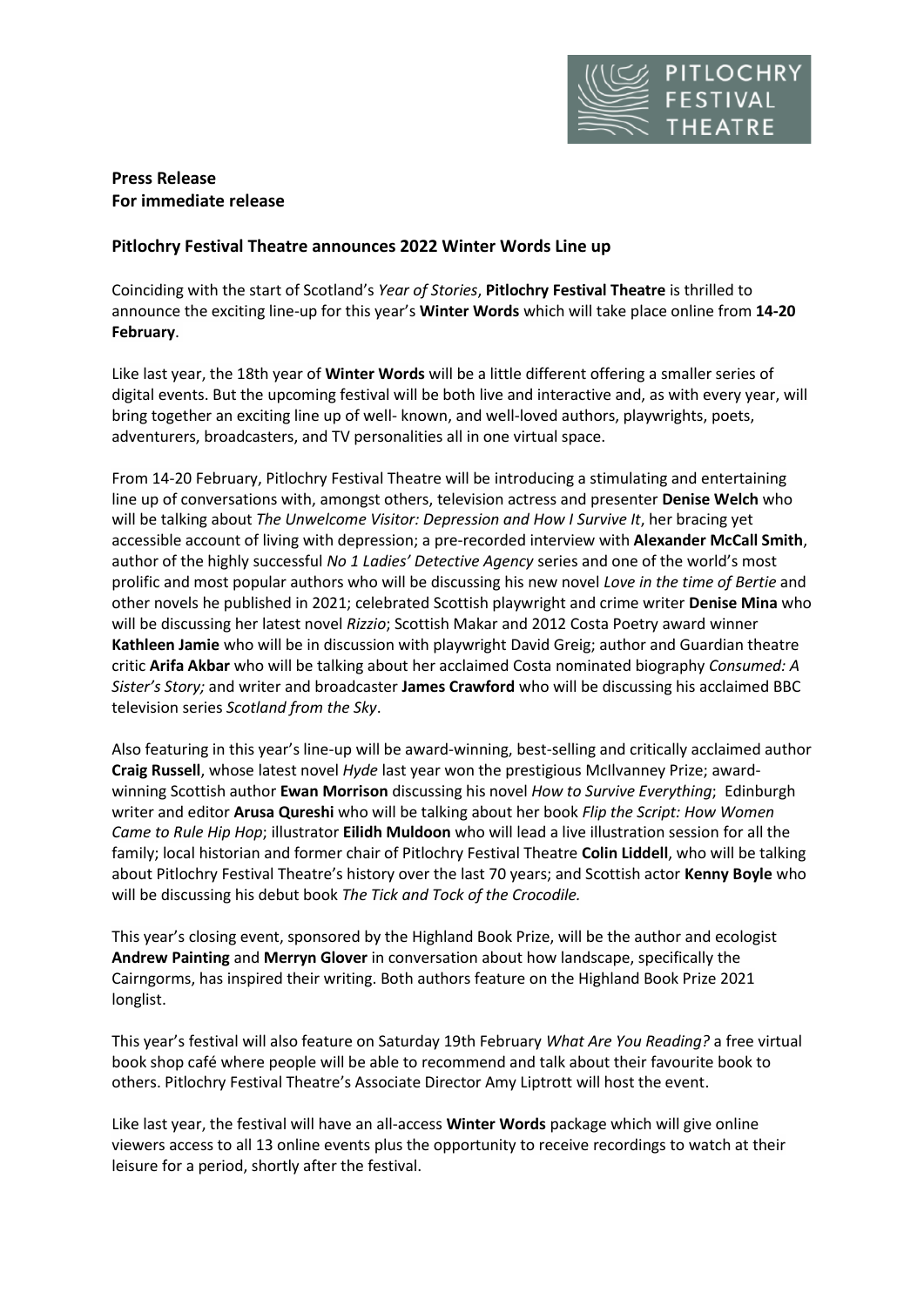**Press Release**
**For immediate release**

## Pitlochry Festival Theatre announces 2022 Winter Words Line up

Coinciding with the start of Scotland's *Year of Stories*, **Pitlochry Festival Theatre** is thrilled to announce the exciting line-up for this year's **Winter Words** which will take place online from **14-20 February**.

Like last year, the 18th year of **Winter Words** will be a little different offering a smaller series of digital events. But the upcoming festival will be both live and interactive and, as with every year, will bring together an exciting line up of well- known, and well-loved authors, playwrights, poets, adventurers, broadcasters, and TV personalities all in one virtual space.

From 14-20 February, Pitlochry Festival Theatre will be introducing a stimulating and entertaining line up of conversations with, amongst others, television actress and presenter **Denise Welch** who will be talking about *The Unwelcome Visitor: Depression and How I Survive It*, her bracing yet accessible account of living with depression; a pre-recorded interview with **Alexander McCall Smith**, author of the highly successful *No 1 Ladies' Detective Agency* series and one of the world's most prolific and most popular authors who will be discussing his new novel *Love in the time of Bertie* and other novels he published in 2021; celebrated Scottish playwright and crime writer **Denise Mina** who will be discussing her latest novel *Rizzio*; Scottish Makar and 2012 Costa Poetry award winner **Kathleen Jamie** who will be in discussion with playwright David Greig; author and Guardian theatre critic **Arifa Akbar** who will be talking about her acclaimed Costa nominated biography *Consumed: A Sister's Story;* and writer and broadcaster **James Crawford** who will be discussing his acclaimed BBC television series *Scotland from the Sky*.

Also featuring in this year's line-up will be award-winning, best-selling and critically acclaimed author **Craig Russell**, whose latest novel *Hyde* last year won the prestigious McIlvanney Prize; award-winning Scottish author **Ewan Morrison** discussing his novel *How to Survive Everything*; Edinburgh writer and editor **Arusa Qureshi** who will be talking about her book *Flip the Script: How Women Came to Rule Hip Hop*; illustrator **Eilidh Muldoon** who will lead a live illustration session for all the family; local historian and former chair of Pitlochry Festival Theatre **Colin Liddell**, who will be talking about Pitlochry Festival Theatre's history over the last 70 years; and Scottish actor **Kenny Boyle** who will be discussing his debut book *The Tick and Tock of the Crocodile.*

This year's closing event, sponsored by the Highland Book Prize, will be the author and ecologist **Andrew Painting** and **Merryn Glover** in conversation about how landscape, specifically the Cairngorms, has inspired their writing. Both authors feature on the Highland Book Prize 2021 longlist.

This year's festival will also feature on Saturday 19th February *What Are You Reading?* a free virtual book shop café where people will be able to recommend and talk about their favourite book to others. Pitlochry Festival Theatre's Associate Director Amy Liptrott will host the event.

Like last year, the festival will have an all-access **Winter Words** package which will give online viewers access to all 13 online events plus the opportunity to receive recordings to watch at their leisure for a period, shortly after the festival.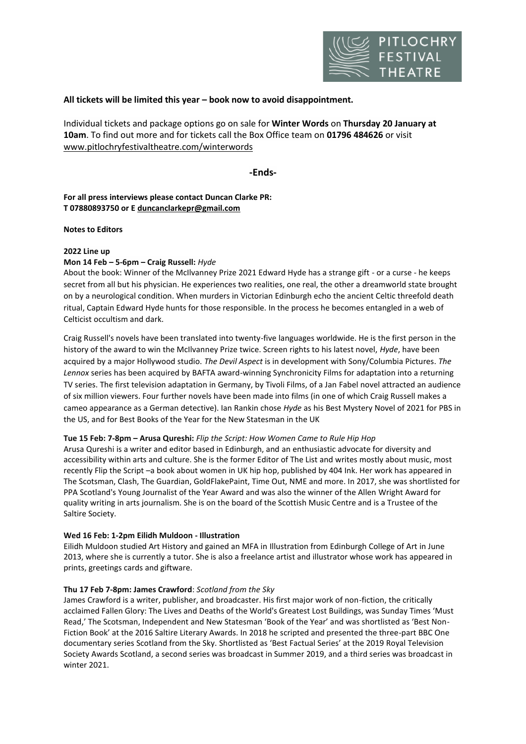**All tickets will be limited this year – book now to avoid disappointment.**

Individual tickets and package options go on sale for **Winter Words** on **Thursday 20 January at 10am**. To find out more and for tickets call the Box Office team on **01796 484626** or visit www.pitlochryfestivaltheatre.com/winterwords

**-Ends-**

**For all press interviews please contact Duncan Clarke PR:**
**T 07880893750 or E duncanclarkepr@gmail.com**

**Notes to Editors**

**2022 Line up**

**Mon 14 Feb – 5-6pm – Craig Russell:** ***Hyde***

About the book: Winner of the McIlvanney Prize 2021 Edward Hyde has a strange gift - or a curse - he keeps secret from all but his physician. He experiences two realities, one real, the other a dreamworld state brought on by a neurological condition. When murders in Victorian Edinburgh echo the ancient Celtic threefold death ritual, Captain Edward Hyde hunts for those responsible. In the process he becomes entangled in a web of Celticist occultism and dark.

Craig Russell's novels have been translated into twenty-five languages worldwide. He is the first person in the history of the award to win the McIlvanney Prize twice. Screen rights to his latest novel, *Hyde*, have been acquired by a major Hollywood studio. *The Devil Aspect* is in development with Sony/Columbia Pictures. *The Lennox* series has been acquired by BAFTA award-winning Synchronicity Films for adaptation into a returning TV series. The first television adaptation in Germany, by Tivoli Films, of a Jan Fabel novel attracted an audience of six million viewers. Four further novels have been made into films (in one of which Craig Russell makes a cameo appearance as a German detective). Ian Rankin chose *Hyde* as his Best Mystery Novel of 2021 for PBS in the US, and for Best Books of the Year for the New Statesman in the UK

**Tue 15 Feb: 7-8pm – Arusa Qureshi:** ***Flip the Script: How Women Came to Rule Hip Hop***

Arusa Qureshi is a writer and editor based in Edinburgh, and an enthusiastic advocate for diversity and accessibility within arts and culture. She is the former Editor of The List and writes mostly about music, most recently Flip the Script –a book about women in UK hip hop, published by 404 Ink. Her work has appeared in The Scotsman, Clash, The Guardian, GoldFlakePaint, Time Out, NME and more. In 2017, she was shortlisted for PPA Scotland's Young Journalist of the Year Award and was also the winner of the Allen Wright Award for quality writing in arts journalism. She is on the board of the Scottish Music Centre and is a Trustee of the Saltire Society.

**Wed 16 Feb: 1-2pm Eilidh Muldoon - Illustration**

Eilidh Muldoon studied Art History and gained an MFA in Illustration from Edinburgh College of Art in June 2013, where she is currently a tutor. She is also a freelance artist and illustrator whose work has appeared in prints, greetings cards and giftware.

**Thu 17 Feb 7-8pm: James Crawford**: *Scotland from the Sky*

James Crawford is a writer, publisher, and broadcaster. His first major work of non-fiction, the critically acclaimed Fallen Glory: The Lives and Deaths of the World's Greatest Lost Buildings, was Sunday Times 'Must Read,' The Scotsman, Independent and New Statesman 'Book of the Year' and was shortlisted as 'Best Non-Fiction Book' at the 2016 Saltire Literary Awards. In 2018 he scripted and presented the three-part BBC One documentary series Scotland from the Sky. Shortlisted as 'Best Factual Series' at the 2019 Royal Television Society Awards Scotland, a second series was broadcast in Summer 2019, and a third series was broadcast in winter 2021.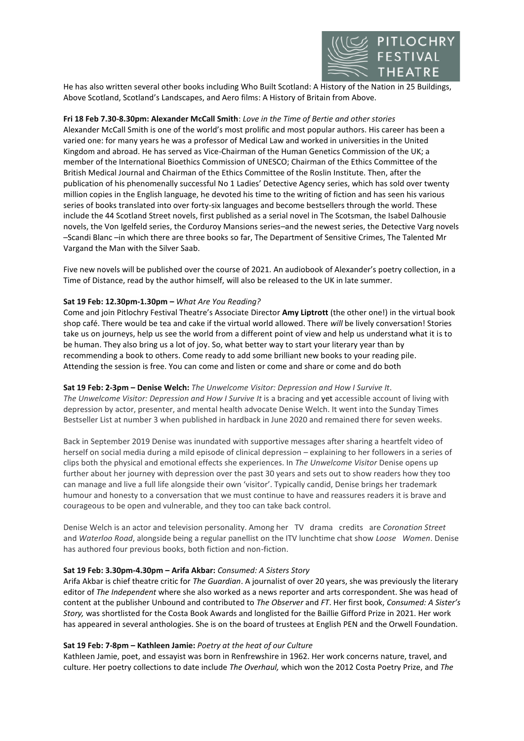He has also written several other books including Who Built Scotland: A History of the Nation in 25 Buildings, Above Scotland, Scotland's Landscapes, and Aero films: A History of Britain from Above.

**Fri 18 Feb 7.30-8.30pm: Alexander McCall Smith**: *Love in the Time of Bertie and other stories*
Alexander McCall Smith is one of the world's most prolific and most popular authors. His career has been a varied one: for many years he was a professor of Medical Law and worked in universities in the United Kingdom and abroad. He has served as Vice-Chairman of the Human Genetics Commission of the UK; a member of the International Bioethics Commission of UNESCO; Chairman of the Ethics Committee of the British Medical Journal and Chairman of the Ethics Committee of the Roslin Institute. Then, after the publication of his phenomenally successful No 1 Ladies' Detective Agency series, which has sold over twenty million copies in the English language, he devoted his time to the writing of fiction and has seen his various series of books translated into over forty-six languages and become bestsellers through the world. These include the 44 Scotland Street novels, first published as a serial novel in The Scotsman, the Isabel Dalhousie novels, the Von Igelfeld series, the Corduroy Mansions series–and the newest series, the Detective Varg novels –Scandi Blanc –in which there are three books so far, The Department of Sensitive Crimes, The Talented Mr Vargand the Man with the Silver Saab.

Five new novels will be published over the course of 2021. An audiobook of Alexander's poetry collection, in a Time of Distance, read by the author himself, will also be released to the UK in late summer.

**Sat 19 Feb: 12.30pm-1.30pm –** *What Are You Reading?*
Come and join Pitlochry Festival Theatre's Associate Director **Amy Liptrott** (the other one!) in the virtual book shop café. There would be tea and cake if the virtual world allowed. There *will* be lively conversation! Stories take us on journeys, help us see the world from a different point of view and help us understand what it is to be human. They also bring us a lot of joy. So, what better way to start your literary year than by recommending a book to others. Come ready to add some brilliant new books to your reading pile. Attending the session is free. You can come and listen or come and share or come and do both

**Sat 19 Feb: 2-3pm – Denise Welch:** *The Unwelcome Visitor: Depression and How I Survive It.*
*The Unwelcome Visitor: Depression and How I Survive It* is a bracing and yet accessible account of living with depression by actor, presenter, and mental health advocate Denise Welch. It went into the Sunday Times Bestseller List at number 3 when published in hardback in June 2020 and remained there for seven weeks.

Back in September 2019 Denise was inundated with supportive messages after sharing a heartfelt video of herself on social media during a mild episode of clinical depression – explaining to her followers in a series of clips both the physical and emotional effects she experiences. In *The Unwelcome Visitor* Denise opens up further about her journey with depression over the past 30 years and sets out to show readers how they too can manage and live a full life alongside their own 'visitor'. Typically candid, Denise brings her trademark humour and honesty to a conversation that we must continue to have and reassures readers it is brave and courageous to be open and vulnerable, and they too can take back control.

Denise Welch is an actor and television personality. Among her TV drama credits are *Coronation Street* and *Waterloo Road*, alongside being a regular panellist on the ITV lunchtime chat show *Loose Women*. Denise has authored four previous books, both fiction and non-fiction.

**Sat 19 Feb: 3.30pm-4.30pm – Arifa Akbar:** *Consumed: A Sisters Story*
Arifa Akbar is chief theatre critic for *The Guardian*. A journalist of over 20 years, she was previously the literary editor of *The Independent* where she also worked as a news reporter and arts correspondent. She was head of content at the publisher Unbound and contributed to *The Observer* and *FT*. Her first book, *Consumed: A Sister's Story,* was shortlisted for the Costa Book Awards and longlisted for the Baillie Gifford Prize in 2021. Her work has appeared in several anthologies. She is on the board of trustees at English PEN and the Orwell Foundation.

**Sat 19 Feb: 7-8pm – Kathleen Jamie:** *Poetry at the heat of our Culture*
Kathleen Jamie, poet, and essayist was born in Renfrewshire in 1962. Her work concerns nature, travel, and culture. Her poetry collections to date include *The Overhaul,* which won the 2012 Costa Poetry Prize, and *The*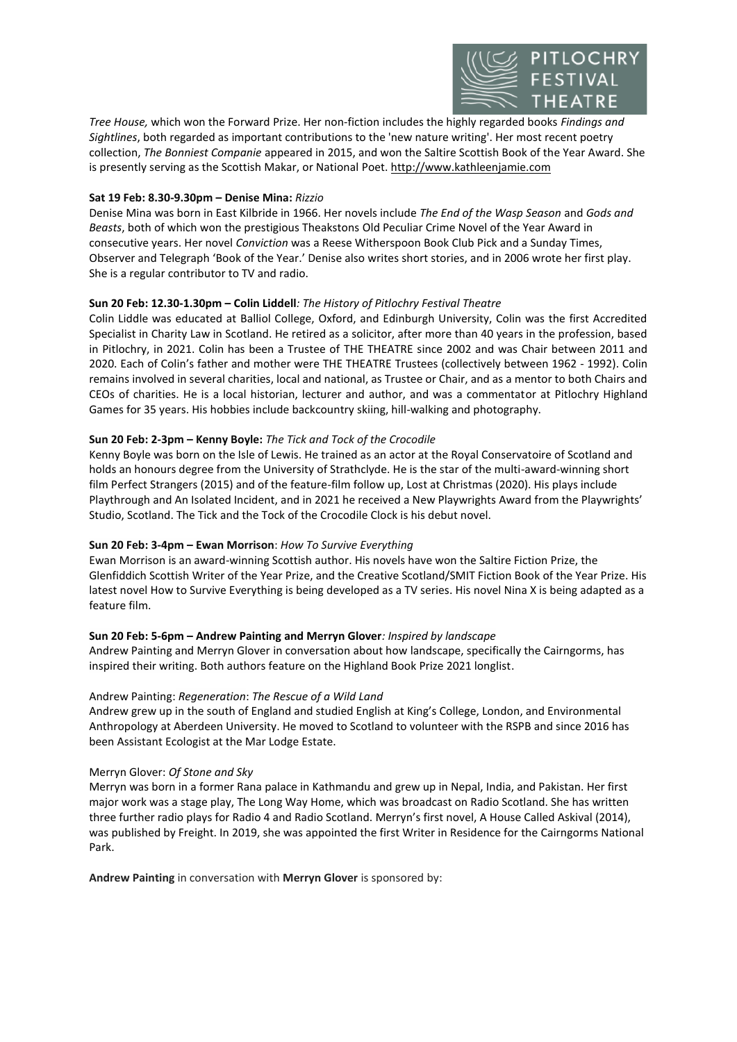*Tree House,* which won the Forward Prize. Her non-fiction includes the highly regarded books *Findings and Sightlines*, both regarded as important contributions to the 'new nature writing'. Her most recent poetry collection, *The Bonniest Companie* appeared in 2015, and won the Saltire Scottish Book of the Year Award. She is presently serving as the Scottish Makar, or National Poet. http://www.kathleenjamie.com

**Sat 19 Feb: 8.30-9.30pm – Denise Mina:** *Rizzio*

Denise Mina was born in East Kilbride in 1966. Her novels include *The End of the Wasp Season* and *Gods and Beasts*, both of which won the prestigious Theakstons Old Peculiar Crime Novel of the Year Award in consecutive years. Her novel *Conviction* was a Reese Witherspoon Book Club Pick and a Sunday Times, Observer and Telegraph 'Book of the Year.' Denise also writes short stories, and in 2006 wrote her first play. She is a regular contributor to TV and radio.

**Sun 20 Feb: 12.30-1.30pm – Colin Liddell***: The History of Pitlochry Festival Theatre*

Colin Liddle was educated at Balliol College, Oxford, and Edinburgh University, Colin was the first Accredited Specialist in Charity Law in Scotland. He retired as a solicitor, after more than 40 years in the profession, based in Pitlochry, in 2021. Colin has been a Trustee of THE THEATRE since 2002 and was Chair between 2011 and 2020. Each of Colin's father and mother were THE THEATRE Trustees (collectively between 1962 - 1992). Colin remains involved in several charities, local and national, as Trustee or Chair, and as a mentor to both Chairs and CEOs of charities. He is a local historian, lecturer and author, and was a commentator at Pitlochry Highland Games for 35 years. His hobbies include backcountry skiing, hill-walking and photography.

**Sun 20 Feb: 2-3pm – Kenny Boyle:** *The Tick and Tock of the Crocodile*

Kenny Boyle was born on the Isle of Lewis. He trained as an actor at the Royal Conservatoire of Scotland and holds an honours degree from the University of Strathclyde. He is the star of the multi-award-winning short film Perfect Strangers (2015) and of the feature-film follow up, Lost at Christmas (2020). His plays include Playthrough and An Isolated Incident, and in 2021 he received a New Playwrights Award from the Playwrights' Studio, Scotland. The Tick and the Tock of the Crocodile Clock is his debut novel.

**Sun 20 Feb: 3-4pm – Ewan Morrison**: *How To Survive Everything*

Ewan Morrison is an award-winning Scottish author. His novels have won the Saltire Fiction Prize, the Glenfiddich Scottish Writer of the Year Prize, and the Creative Scotland/SMIT Fiction Book of the Year Prize. His latest novel How to Survive Everything is being developed as a TV series. His novel Nina X is being adapted as a feature film.

**Sun 20 Feb: 5-6pm – Andrew Painting and Merryn Glover***: Inspired by landscape*

Andrew Painting and Merryn Glover in conversation about how landscape, specifically the Cairngorms, has inspired their writing. Both authors feature on the Highland Book Prize 2021 longlist.

Andrew Painting: *Regeneration*: *The Rescue of a Wild Land*

Andrew grew up in the south of England and studied English at King's College, London, and Environmental Anthropology at Aberdeen University. He moved to Scotland to volunteer with the RSPB and since 2016 has been Assistant Ecologist at the Mar Lodge Estate.

Merryn Glover: *Of Stone and Sky*

Merryn was born in a former Rana palace in Kathmandu and grew up in Nepal, India, and Pakistan. Her first major work was a stage play, The Long Way Home, which was broadcast on Radio Scotland. She has written three further radio plays for Radio 4 and Radio Scotland. Merryn's first novel, A House Called Askival (2014), was published by Freight. In 2019, she was appointed the first Writer in Residence for the Cairngorms National Park.

**Andrew Painting** in conversation with **Merryn Glover** is sponsored by: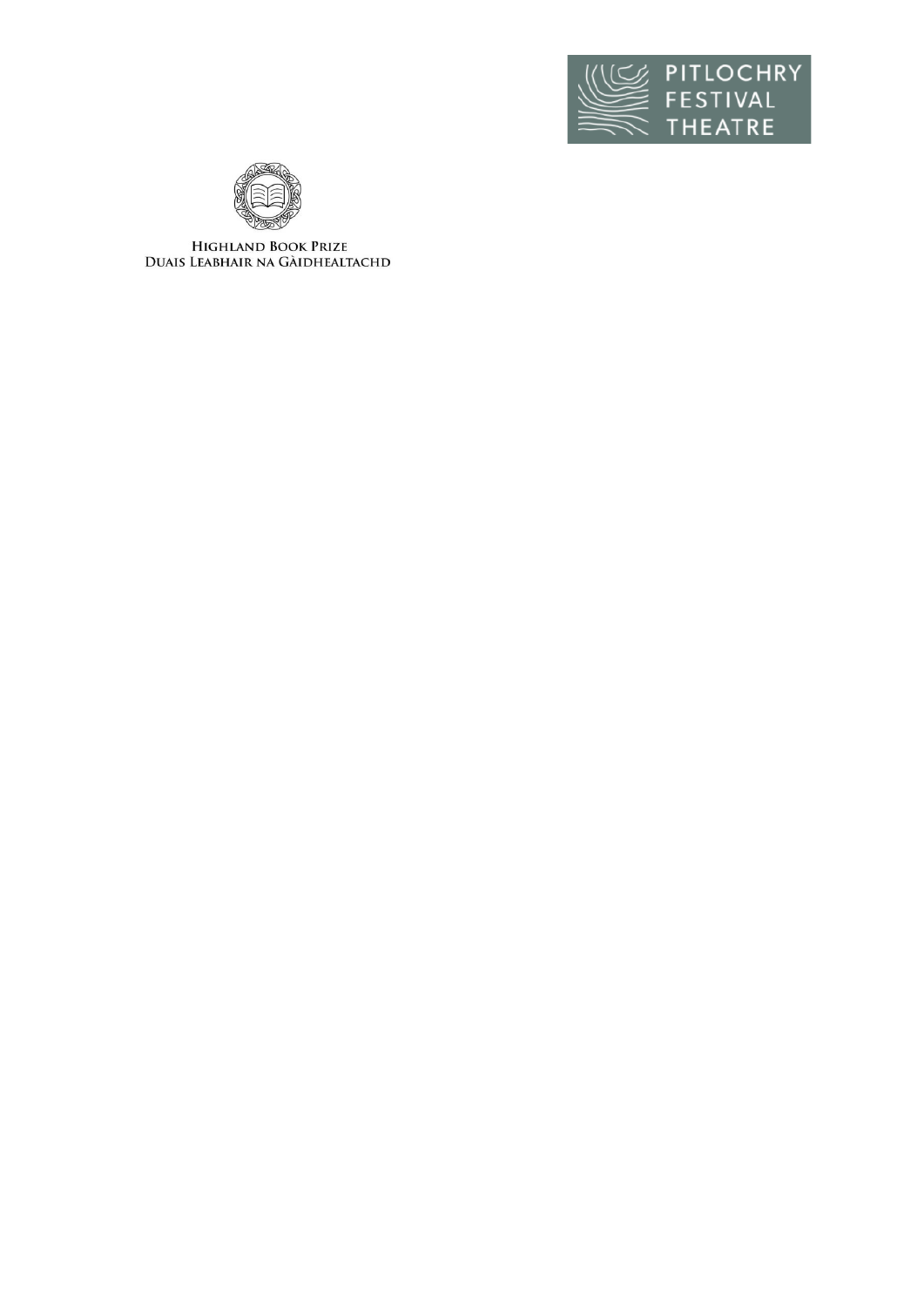PITLOCHRY FESTIVAL THEATRE

Highland Book Prize
Duais Leabhair na Gàidhealtachd